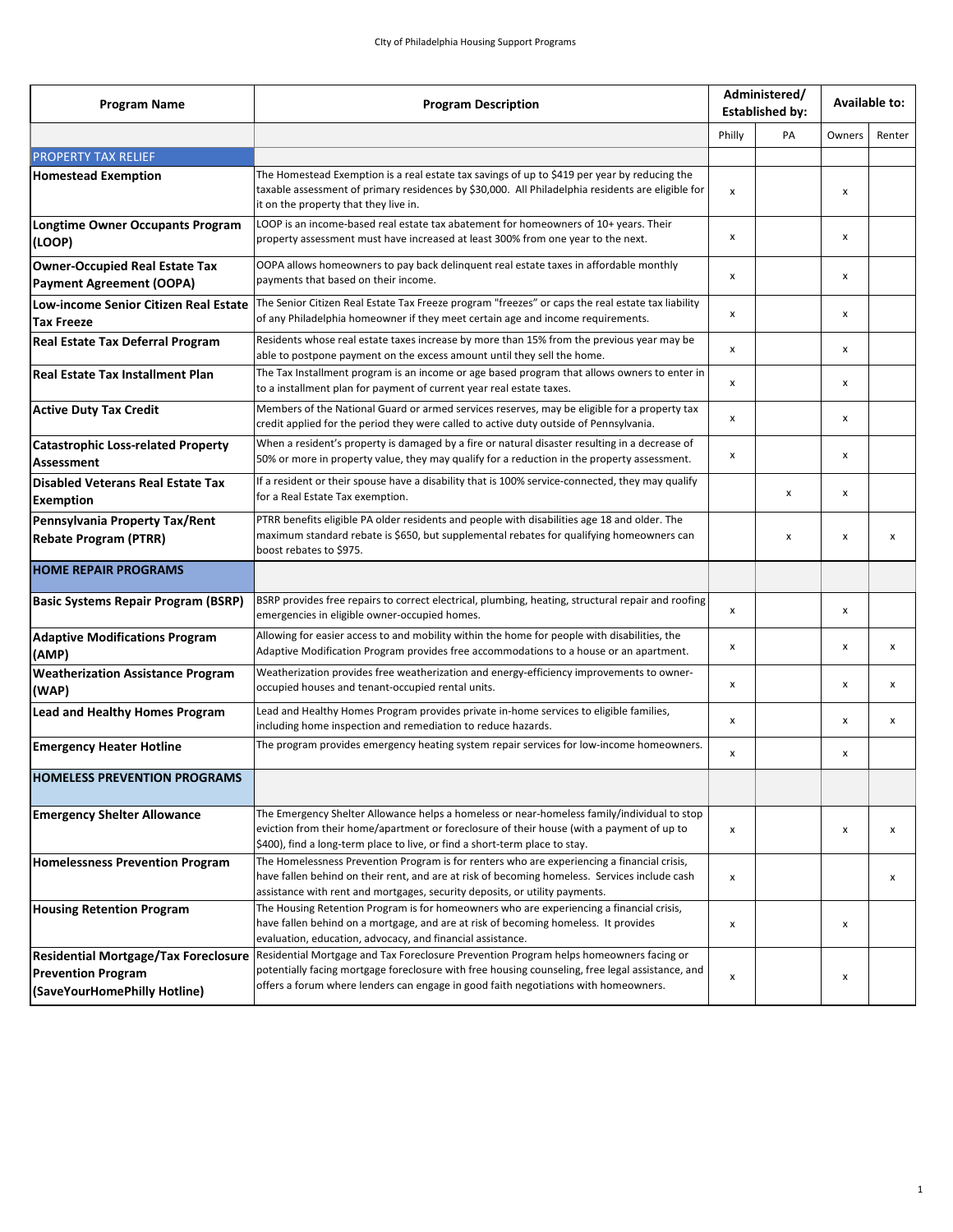CIty of Philadelphia Housing Support Programs

| Program Name | Program Description | Administered/ Established by: | | Available to: | |
|---|---|---|---|---|---|
| | | Philly | PA | Owners | Renter |
| PROPERTY TAX RELIEF | | | | | |
| **Homestead Exemption** | The Homestead Exemption is a real estate tax savings of up to $419 per year by reducing the taxable assessment of primary residences by $30,000. All Philadelphia residents are eligible for it on the property that they live in. | x | | x | |
| **Longtime Owner Occupants Program (LOOP)** | LOOP is an income-based real estate tax abatement for homeowners of 10+ years. Their property assessment must have increased at least 300% from one year to the next. | x | | x | |
| **Owner-Occupied Real Estate Tax Payment Agreement (OOPA)** | OOPA allows homeowners to pay back delinquent real estate taxes in affordable monthly payments that based on their income. | x | | x | |
| **Low-income Senior Citizen Real Estate Tax Freeze** | The Senior Citizen Real Estate Tax Freeze program "freezes" or caps the real estate tax liability of any Philadelphia homeowner if they meet certain age and income requirements. | x | | x | |
| **Real Estate Tax Deferral Program** | Residents whose real estate taxes increase by more than 15% from the previous year may be able to postpone payment on the excess amount until they sell the home. | x | | x | |
| **Real Estate Tax Installment Plan** | The Tax Installment program is an income or age based program that allows owners to enter in to a installment plan for payment of current year real estate taxes. | x | | x | |
| **Active Duty Tax Credit** | Members of the National Guard or armed services reserves, may be eligible for a property tax credit applied for the period they were called to active duty outside of Pennsylvania. | x | | x | |
| **Catastrophic Loss-related Property Assessment** | When a resident's property is damaged by a fire or natural disaster resulting in a decrease of 50% or more in property value, they may qualify for a reduction in the property assessment. | x | | x | |
| **Disabled Veterans Real Estate Tax Exemption** | If a resident or their spouse have a disability that is 100% service-connected, they may qualify for a Real Estate Tax exemption. | | x | x | |
| **Pennsylvania Property Tax/Rent Rebate Program (PTRR)** | PTRR benefits eligible PA older residents and people with disabilities age 18 and older. The maximum standard rebate is $650, but supplemental rebates for qualifying homeowners can boost rebates to $975. | | x | x | x |
| **HOME REPAIR PROGRAMS** | | | | | |
| **Basic Systems Repair Program (BSRP)** | BSRP provides free repairs to correct electrical, plumbing, heating, structural repair and roofing emergencies in eligible owner-occupied homes. | x | | x | |
| **Adaptive Modifications Program (AMP)** | Allowing for easier access to and mobility within the home for people with disabilities, the Adaptive Modification Program provides free accommodations to a house or an apartment. | x | | x | x |
| **Weatherization Assistance Program (WAP)** | Weatherization provides free weatherization and energy-efficiency improvements to owner-occupied houses and tenant-occupied rental units. | x | | x | x |
| **Lead and Healthy Homes Program** | Lead and Healthy Homes Program provides private in-home services to eligible families, including home inspection and remediation to reduce hazards. | x | | x | x |
| **Emergency Heater Hotline** | The program provides emergency heating system repair services for low-income homeowners. | x | | x | |
| **HOMELESS PREVENTION PROGRAMS** | | | | | |
| **Emergency Shelter Allowance** | The Emergency Shelter Allowance helps a homeless or near-homeless family/individual to stop eviction from their home/apartment or foreclosure of their house (with a payment of up to $400), find a long-term place to live, or find a short-term place to stay. | x | | x | x |
| **Homelessness Prevention Program** | The Homelessness Prevention Program is for renters who are experiencing a financial crisis, have fallen behind on their rent, and are at risk of becoming homeless. Services include cash assistance with rent and mortgages, security deposits, or utility payments. | x | | | x |
| **Housing Retention Program** | The Housing Retention Program is for homeowners who are experiencing a financial crisis, have fallen behind on a mortgage, and are at risk of becoming homeless. It provides evaluation, education, advocacy, and financial assistance. | x | | x | |
| **Residential Mortgage/Tax Foreclosure Prevention Program (SaveYourHomePhilly Hotline)** | Residential Mortgage and Tax Foreclosure Prevention Program helps homeowners facing or potentially facing mortgage foreclosure with free housing counseling, free legal assistance, and offers a forum where lenders can engage in good faith negotiations with homeowners. | x | | x | |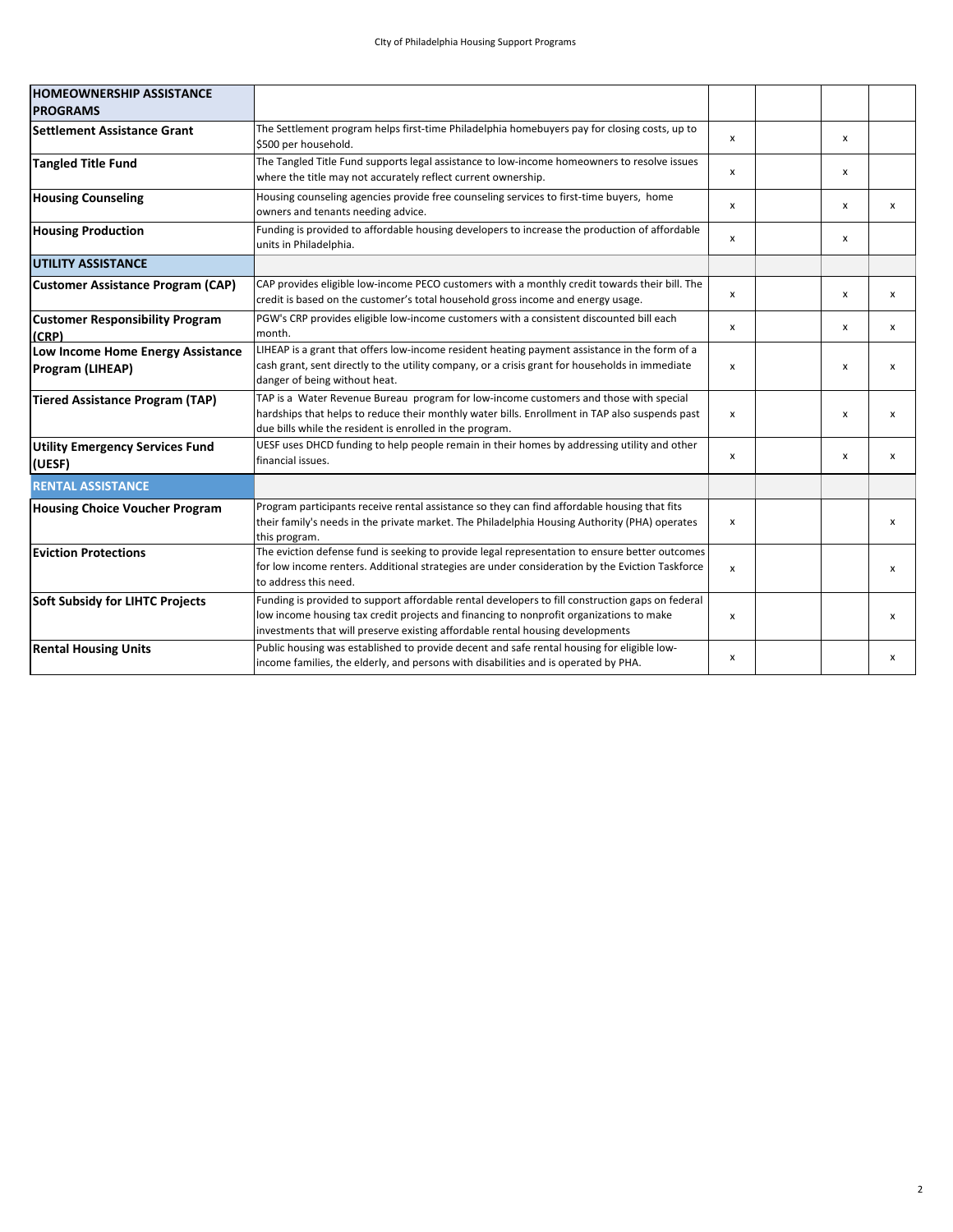| HOMEOWNERSHIP ASSISTANCE PROGRAMS | | | | | |
|---|---|---|---|---|---|
| **Settlement Assistance Grant** | The Settlement program helps first-time Philadelphia homebuyers pay for closing costs, up to $500 per household. | x | | x | |
| **Tangled Title Fund** | The Tangled Title Fund supports legal assistance to low-income homeowners to resolve issues where the title may not accurately reflect current ownership. | x | | x | |
| **Housing Counseling** | Housing counseling agencies provide free counseling services to first-time buyers, home owners and tenants needing advice. | x | | x | x |
| **Housing Production** | Funding is provided to affordable housing developers to increase the production of affordable units in Philadelphia. | x | | x | |
| **UTILITY ASSISTANCE** | | | | | |
| **Customer Assistance Program (CAP)** | CAP provides eligible low-income PECO customers with a monthly credit towards their bill. The credit is based on the customer's total household gross income and energy usage. | x | | x | x |
| **Customer Responsibility Program (CRP)** | PGW's CRP provides eligible low-income customers with a consistent discounted bill each month. | x | | x | x |
| **Low Income Home Energy Assistance Program (LIHEAP)** | LIHEAP is a grant that offers low-income resident heating payment assistance in the form of a cash grant, sent directly to the utility company, or a crisis grant for households in immediate danger of being without heat. | x | | x | x |
| **Tiered Assistance Program (TAP)** | TAP is a Water Revenue Bureau program for low-income customers and those with special hardships that helps to reduce their monthly water bills. Enrollment in TAP also suspends past due bills while the resident is enrolled in the program. | x | | x | x |
| **Utility Emergency Services Fund (UESF)** | UESF uses DHCD funding to help people remain in their homes by addressing utility and other financial issues. | x | | x | x |
| **RENTAL ASSISTANCE** | | | | | |
| **Housing Choice Voucher Program** | Program participants receive rental assistance so they can find affordable housing that fits their family's needs in the private market. The Philadelphia Housing Authority (PHA) operates this program. | x | | | x |
| **Eviction Protections** | The eviction defense fund is seeking to provide legal representation to ensure better outcomes for low income renters. Additional strategies are under consideration by the Eviction Taskforce to address this need. | x | | | x |
| **Soft Subsidy for LIHTC Projects** | Funding is provided to support affordable rental developers to fill construction gaps on federal low income housing tax credit projects and financing to nonprofit organizations to make investments that will preserve existing affordable rental housing developments | x | | | x |
| **Rental Housing Units** | Public housing was established to provide decent and safe rental housing for eligible low-income families, the elderly, and persons with disabilities and is operated by PHA. | x | | | x |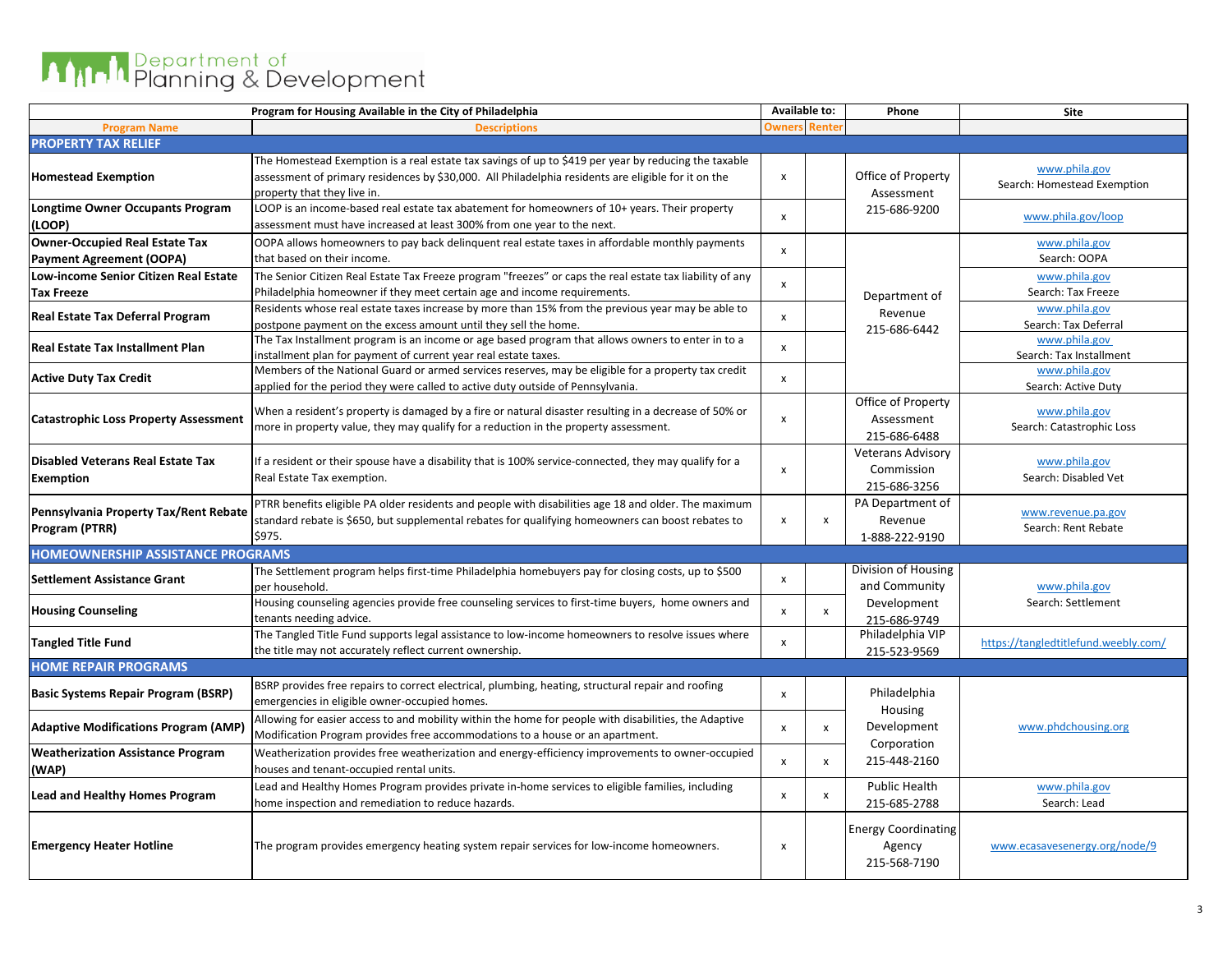Department of Planning & Development

| Program for Housing Available in the City of Philadelphia | | Available to: | | Phone | Site |
|---|---|---|---|---|---|
| **Program Name** | **Descriptions** | **Owners** | **Renter** | | |
| **PROPERTY TAX RELIEF** | | | | | |
| **Homestead Exemption** | The Homestead Exemption is a real estate tax savings of up to $419 per year by reducing the taxable assessment of primary residences by $30,000. All Philadelphia residents are eligible for it on the property that they live in. | x | | Office of Property Assessment 215-686-9200 | www.phila.gov Search: Homestead Exemption |
| **Longtime Owner Occupants Program (LOOP)** | LOOP is an income-based real estate tax abatement for homeowners of 10+ years. Their property assessment must have increased at least 300% from one year to the next. | x | | | www.phila.gov/loop |
| **Owner-Occupied Real Estate Tax Payment Agreement (OOPA)** | OOPA allows homeowners to pay back delinquent real estate taxes in affordable monthly payments that based on their income. | x | | Department of Revenue 215-686-6442 | www.phila.gov Search: OOPA |
| **Low-income Senior Citizen Real Estate Tax Freeze** | The Senior Citizen Real Estate Tax Freeze program "freezes" or caps the real estate tax liability of any Philadelphia homeowner if they meet certain age and income requirements. | x | | | www.phila.gov Search: Tax Freeze |
| **Real Estate Tax Deferral Program** | Residents whose real estate taxes increase by more than 15% from the previous year may be able to postpone payment on the excess amount until they sell the home. | x | | | www.phila.gov Search: Tax Deferral |
| **Real Estate Tax Installment Plan** | The Tax Installment program is an income or age based program that allows owners to enter in to a installment plan for payment of current year real estate taxes. | x | | | www.phila.gov Search: Tax Installment |
| **Active Duty Tax Credit** | Members of the National Guard or armed services reserves, may be eligible for a property tax credit applied for the period they were called to active duty outside of Pennsylvania. | x | | | www.phila.gov Search: Active Duty |
| **Catastrophic Loss Property Assessment** | When a resident's property is damaged by a fire or natural disaster resulting in a decrease of 50% or more in property value, they may qualify for a reduction in the property assessment. | x | | Office of Property Assessment 215-686-6488 | www.phila.gov Search: Catastrophic Loss |
| **Disabled Veterans Real Estate Tax Exemption** | If a resident or their spouse have a disability that is 100% service-connected, they may qualify for a Real Estate Tax exemption. | x | | Veterans Advisory Commission 215-686-3256 | www.phila.gov Search: Disabled Vet |
| **Pennsylvania Property Tax/Rent Rebate Program (PTRR)** | PTRR benefits eligible PA older residents and people with disabilities age 18 and older. The maximum standard rebate is $650, but supplemental rebates for qualifying homeowners can boost rebates to $975. | x | x | PA Department of Revenue 1-888-222-9190 | www.revenue.pa.gov Search: Rent Rebate |
| **HOMEOWNERSHIP ASSISTANCE PROGRAMS** | | | | | |
| **Settlement Assistance Grant** | The Settlement program helps first-time Philadelphia homebuyers pay for closing costs, up to $500 per household. | x | | Division of Housing and Community Development 215-686-9749 | www.phila.gov Search: Settlement |
| **Housing Counseling** | Housing counseling agencies provide free counseling services to first-time buyers, home owners and tenants needing advice. | x | x | | |
| **Tangled Title Fund** | The Tangled Title Fund supports legal assistance to low-income homeowners to resolve issues where the title may not accurately reflect current ownership. | x | | Philadelphia VIP 215-523-9569 | https://tangledtitlefund.weebly.com/ |
| **HOME REPAIR PROGRAMS** | | | | | |
| **Basic Systems Repair Program (BSRP)** | BSRP provides free repairs to correct electrical, plumbing, heating, structural repair and roofing emergencies in eligible owner-occupied homes. | x | | Philadelphia Housing Development Corporation 215-448-2160 | www.phdchousing.org |
| **Adaptive Modifications Program (AMP)** | Allowing for easier access to and mobility within the home for people with disabilities, the Adaptive Modification Program provides free accommodations to a house or an apartment. | x | x | | |
| **Weatherization Assistance Program (WAP)** | Weatherization provides free weatherization and energy-efficiency improvements to owner-occupied houses and tenant-occupied rental units. | x | x | | |
| **Lead and Healthy Homes Program** | Lead and Healthy Homes Program provides private in-home services to eligible families, including home inspection and remediation to reduce hazards. | x | x | Public Health 215-685-2788 | www.phila.gov Search: Lead |
| **Emergency Heater Hotline** | The program provides emergency heating system repair services for low-income homeowners. | x | | Energy Coordinating Agency 215-568-7190 | www.ecasavesenergy.org/node/9 |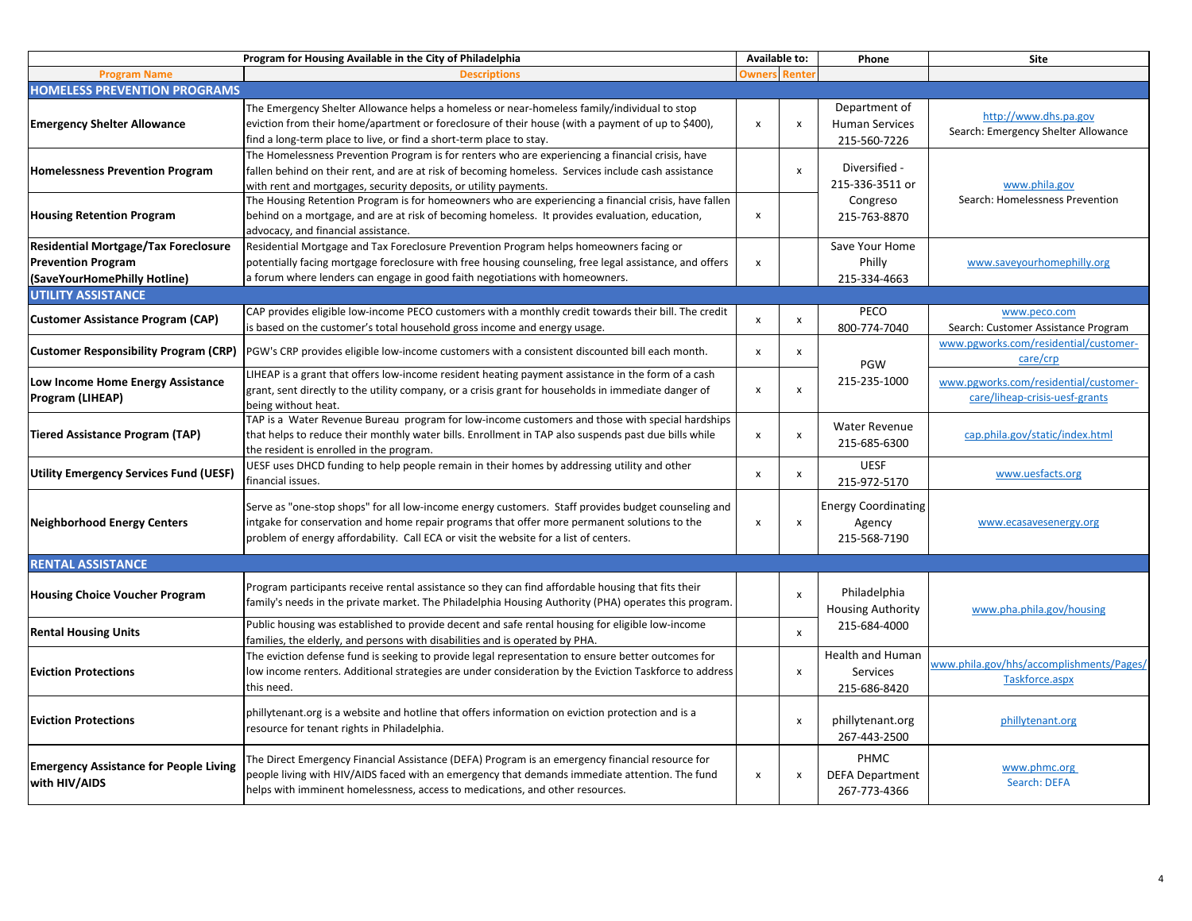| Program for Housing Available in the City of Philadelphia | | Available to: | | Phone | Site |
|---|---|---|---|---|---|
| **Program Name** | **Descriptions** | **Owners** | **Renter** | | |
| **HOMELESS PREVENTION PROGRAMS** | | | | | |
| **Emergency Shelter Allowance** | The Emergency Shelter Allowance helps a homeless or near-homeless family/individual to stop eviction from their home/apartment or foreclosure of their house (with a payment of up to $400), find a long-term place to live, or find a short-term place to stay. | x | x | Department of Human Services 215-560-7226 | http://www.dhs.pa.gov Search: Emergency Shelter Allowance |
| **Homelessness Prevention Program** | The Homelessness Prevention Program is for renters who are experiencing a financial crisis, have fallen behind on their rent, and are at risk of becoming homeless. Services include cash assistance with rent and mortgages, security deposits, or utility payments. | | x | Diversified - 215-336-3511 or Congreso 215-763-8870 | www.phila.gov Search: Homelessness Prevention |
| **Housing Retention Program** | The Housing Retention Program is for homeowners who are experiencing a financial crisis, have fallen behind on a mortgage, and are at risk of becoming homeless. It provides evaluation, education, advocacy, and financial assistance. | x | | | |
| **Residential Mortgage/Tax Foreclosure Prevention Program (SaveYourHomePhilly Hotline)** | Residential Mortgage and Tax Foreclosure Prevention Program helps homeowners facing or potentially facing mortgage foreclosure with free housing counseling, free legal assistance, and offers a forum where lenders can engage in good faith negotiations with homeowners. | x | | Save Your Home Philly 215-334-4663 | www.saveyourhomephilly.org |
| **UTILITY ASSISTANCE** | | | | | |
| **Customer Assistance Program (CAP)** | CAP provides eligible low-income PECO customers with a monthly credit towards their bill. The credit is based on the customer's total household gross income and energy usage. | x | x | PECO 800-774-7040 | www.peco.com Search: Customer Assistance Program |
| **Customer Responsibility Program (CRP)** | PGW's CRP provides eligible low-income customers with a consistent discounted bill each month. | x | x | PGW 215-235-1000 | www.pgworks.com/residential/customer-care/crp |
| **Low Income Home Energy Assistance Program (LIHEAP)** | LIHEAP is a grant that offers low-income resident heating payment assistance in the form of a cash grant, sent directly to the utility company, or a crisis grant for households in immediate danger of being without heat. | x | x | | www.pgworks.com/residential/customer-care/liheap-crisis-uesf-grants |
| **Tiered Assistance Program (TAP)** | TAP is a Water Revenue Bureau program for low-income customers and those with special hardships that helps to reduce their monthly water bills. Enrollment in TAP also suspends past due bills while the resident is enrolled in the program. | x | x | Water Revenue 215-685-6300 | cap.phila.gov/static/index.html |
| **Utility Emergency Services Fund (UESF)** | UESF uses DHCD funding to help people remain in their homes by addressing utility and other financial issues. | x | x | UESF 215-972-5170 | www.uesfacts.org |
| **Neighborhood Energy Centers** | Serve as "one-stop shops" for all low-income energy customers. Staff provides budget counseling and intgake for conservation and home repair programs that offer more permanent solutions to the problem of energy affordability. Call ECA or visit the website for a list of centers. | x | x | Energy Coordinating Agency 215-568-7190 | www.ecasavesenergy.org |
| **RENTAL ASSISTANCE** | | | | | |
| **Housing Choice Voucher Program** | Program participants receive rental assistance so they can find affordable housing that fits their family's needs in the private market. The Philadelphia Housing Authority (PHA) operates this program. | | x | Philadelphia Housing Authority 215-684-4000 | www.pha.phila.gov/housing |
| **Rental Housing Units** | Public housing was established to provide decent and safe rental housing for eligible low-income families, the elderly, and persons with disabilities and is operated by PHA. | | x | | |
| **Eviction Protections** | The eviction defense fund is seeking to provide legal representation to ensure better outcomes for low income renters. Additional strategies are under consideration by the Eviction Taskforce to address this need. | | x | Health and Human Services 215-686-8420 | www.phila.gov/hhs/accomplishments/Pages/Taskforce.aspx |
| **Eviction Protections** | phillytenant.org is a website and hotline that offers information on eviction protection and is a resource for tenant rights in Philadelphia. | | x | phillytenant.org 267-443-2500 | phillytenant.org |
| **Emergency Assistance for People Living with HIV/AIDS** | The Direct Emergency Financial Assistance (DEFA) Program is an emergency financial resource for people living with HIV/AIDS faced with an emergency that demands immediate attention. The fund helps with imminent homelessness, access to medications, and other resources. | x | x | PHMC DEFA Department 267-773-4366 | www.phmc.org Search: DEFA |